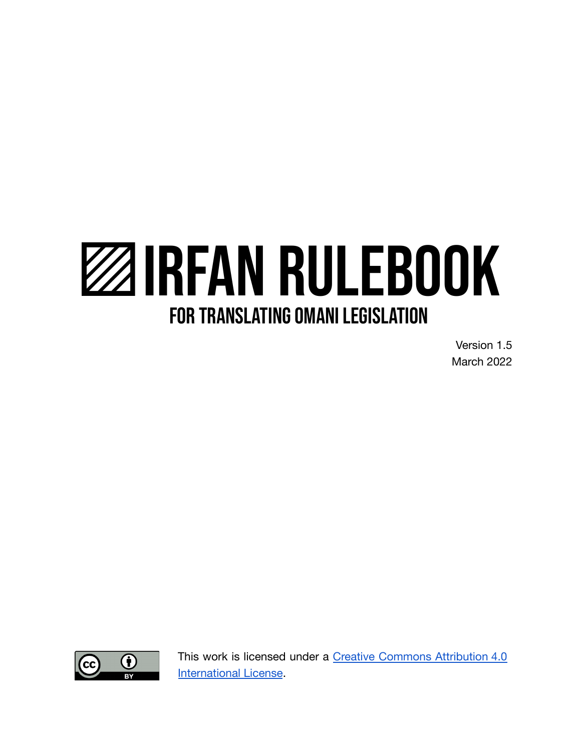# IRFAN RULEBOOK

## FOR TRANSLATING OMANI LEGISLATION

Version 1.5
March 2022

This work is licensed under a [Creative Commons Attribution 4.0 International License](http://creativecommons.org/licenses/by/4.0/).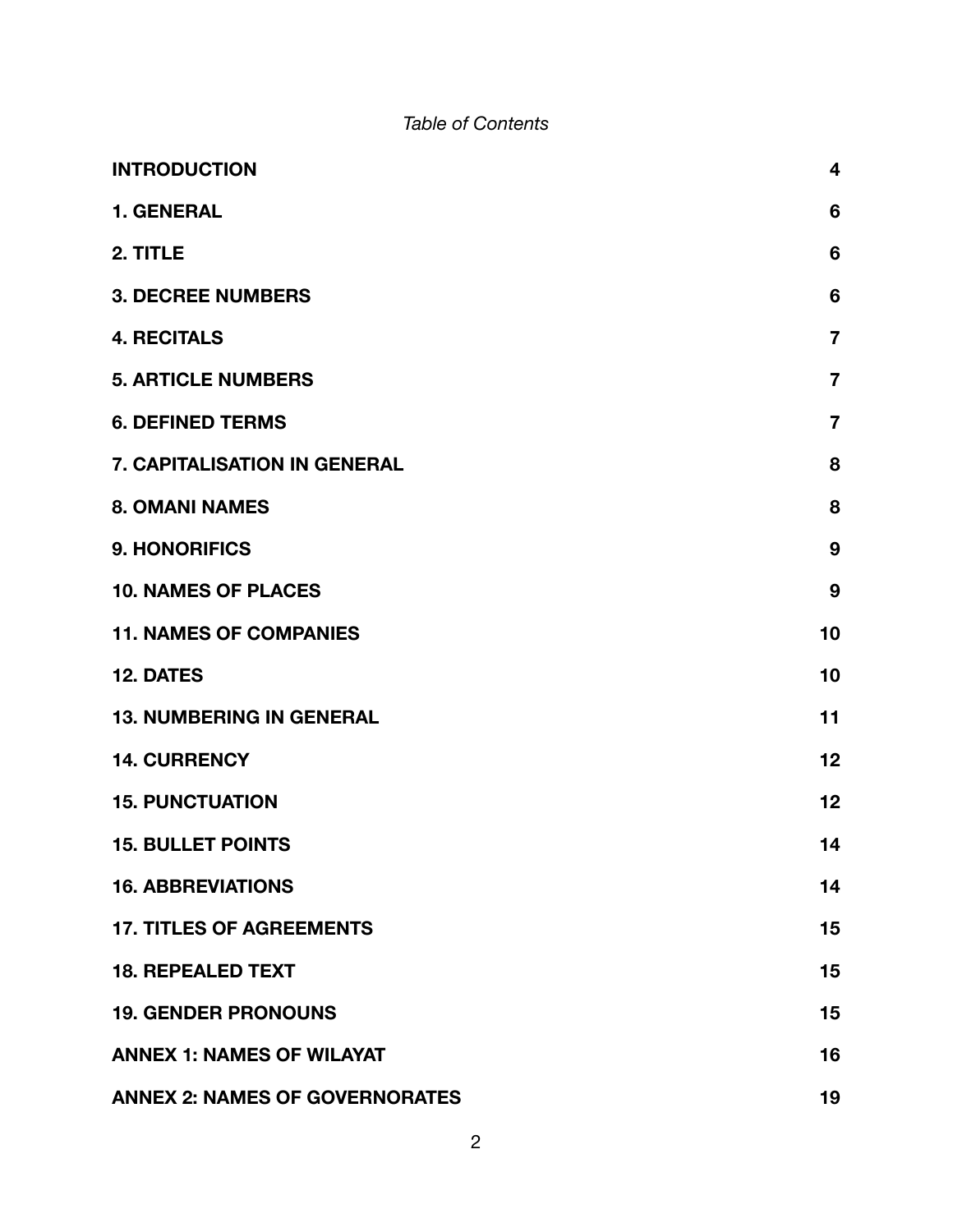*Table of Contents*

| | |
|---|---|
| **INTRODUCTION** | **4** |
| **1. GENERAL** | **6** |
| **2. TITLE** | **6** |
| **3. DECREE NUMBERS** | **6** |
| **4. RECITALS** | **7** |
| **5. ARTICLE NUMBERS** | **7** |
| **6. DEFINED TERMS** | **7** |
| **7. CAPITALISATION IN GENERAL** | **8** |
| **8. OMANI NAMES** | **8** |
| **9. HONORIFICS** | **9** |
| **10. NAMES OF PLACES** | **9** |
| **11. NAMES OF COMPANIES** | **10** |
| **12. DATES** | **10** |
| **13. NUMBERING IN GENERAL** | **11** |
| **14. CURRENCY** | **12** |
| **15. PUNCTUATION** | **12** |
| **15. BULLET POINTS** | **14** |
| **16. ABBREVIATIONS** | **14** |
| **17. TITLES OF AGREEMENTS** | **15** |
| **18. REPEALED TEXT** | **15** |
| **19. GENDER PRONOUNS** | **15** |
| **ANNEX 1: NAMES OF WILAYAT** | **16** |
| **ANNEX 2: NAMES OF GOVERNORATES** | **19** |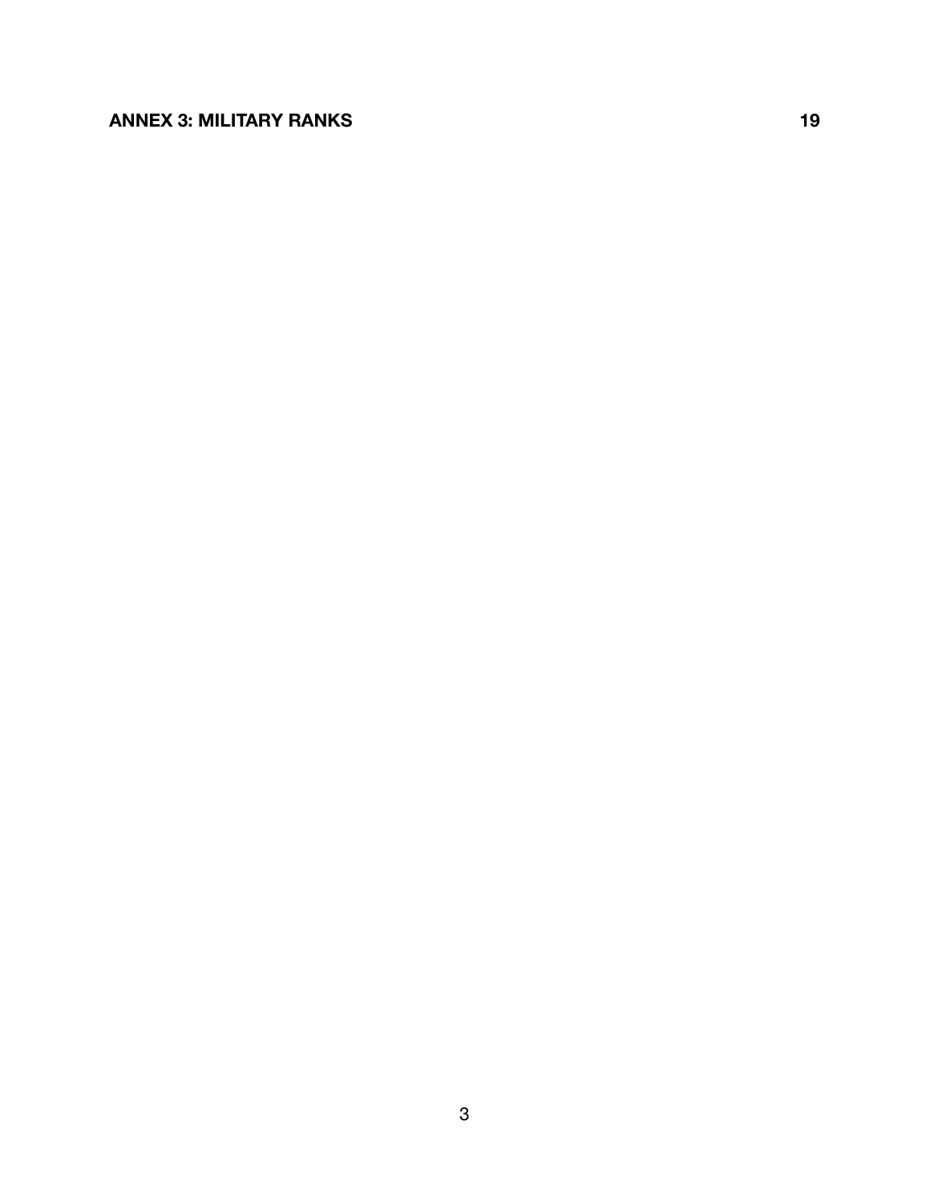**ANNEX 3: MILITARY RANKS** 19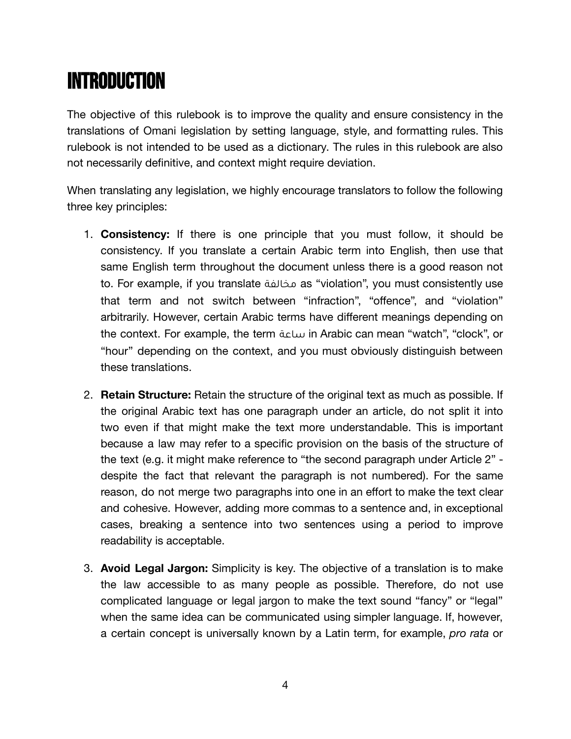# INTRODUCTION

The objective of this rulebook is to improve the quality and ensure consistency in the translations of Omani legislation by setting language, style, and formatting rules. This rulebook is not intended to be used as a dictionary. The rules in this rulebook are also not necessarily definitive, and context might require deviation.

When translating any legislation, we highly encourage translators to follow the following three key principles:

1. **Consistency:** If there is one principle that you must follow, it should be consistency. If you translate a certain Arabic term into English, then use that same English term throughout the document unless there is a good reason not to. For example, if you translate مخالفة as "violation", you must consistently use that term and not switch between "infraction", "offence", and "violation" arbitrarily. However, certain Arabic terms have different meanings depending on the context. For example, the term ساعة in Arabic can mean "watch", "clock", or "hour" depending on the context, and you must obviously distinguish between these translations.

2. **Retain Structure:** Retain the structure of the original text as much as possible. If the original Arabic text has one paragraph under an article, do not split it into two even if that might make the text more understandable. This is important because a law may refer to a specific provision on the basis of the structure of the text (e.g. it might make reference to "the second paragraph under Article 2" - despite the fact that relevant the paragraph is not numbered). For the same reason, do not merge two paragraphs into one in an effort to make the text clear and cohesive. However, adding more commas to a sentence and, in exceptional cases, breaking a sentence into two sentences using a period to improve readability is acceptable.

3. **Avoid Legal Jargon:** Simplicity is key. The objective of a translation is to make the law accessible to as many people as possible. Therefore, do not use complicated language or legal jargon to make the text sound "fancy" or "legal" when the same idea can be communicated using simpler language. If, however, a certain concept is universally known by a Latin term, for example, *pro rata* or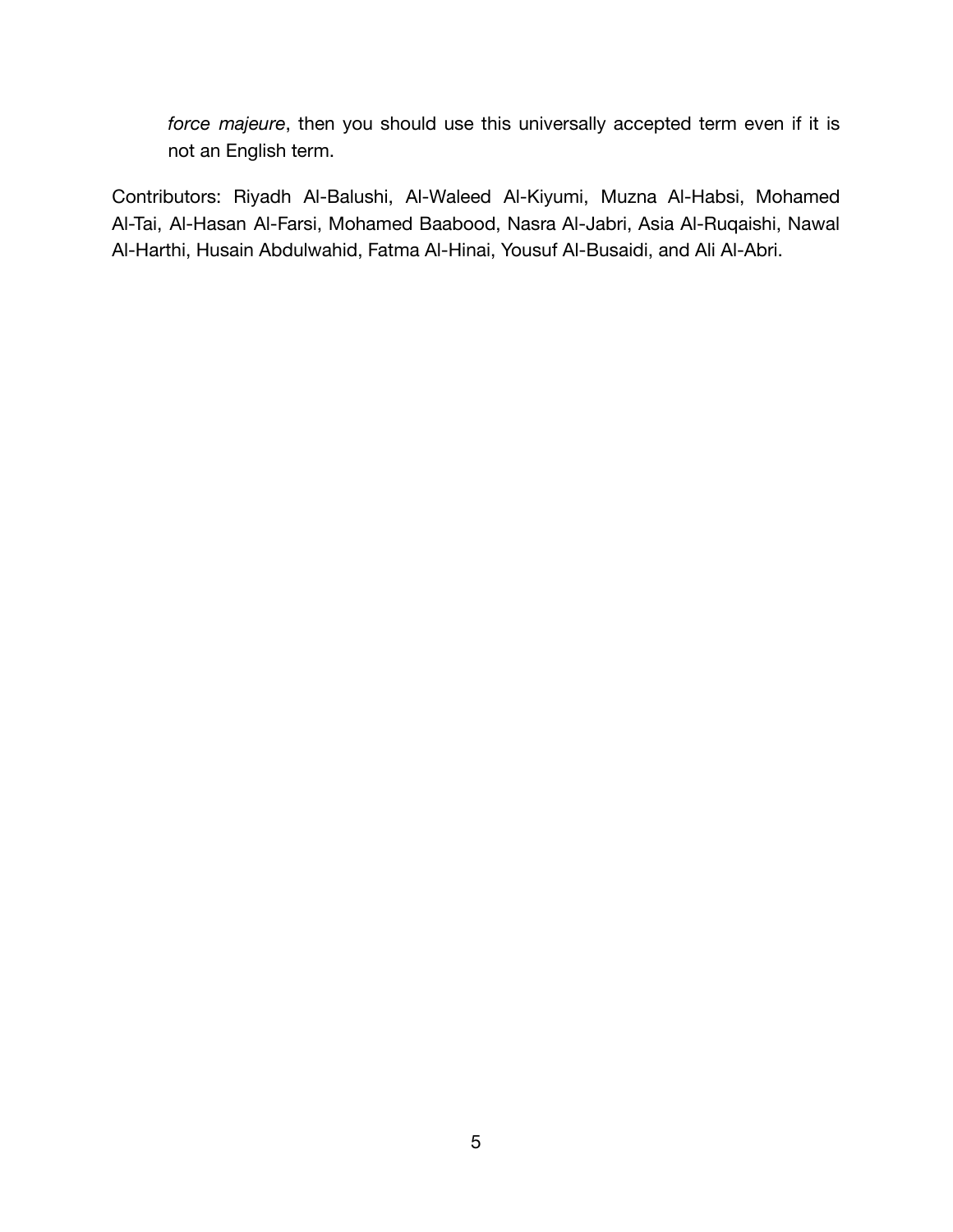*force majeure*, then you should use this universally accepted term even if it is not an English term.

Contributors: Riyadh Al-Balushi, Al-Waleed Al-Kiyumi, Muzna Al-Habsi, Mohamed Al-Tai, Al-Hasan Al-Farsi, Mohamed Baabood, Nasra Al-Jabri, Asia Al-Ruqaishi, Nawal Al-Harthi, Husain Abdulwahid, Fatma Al-Hinai, Yousuf Al-Busaidi, and Ali Al-Abri.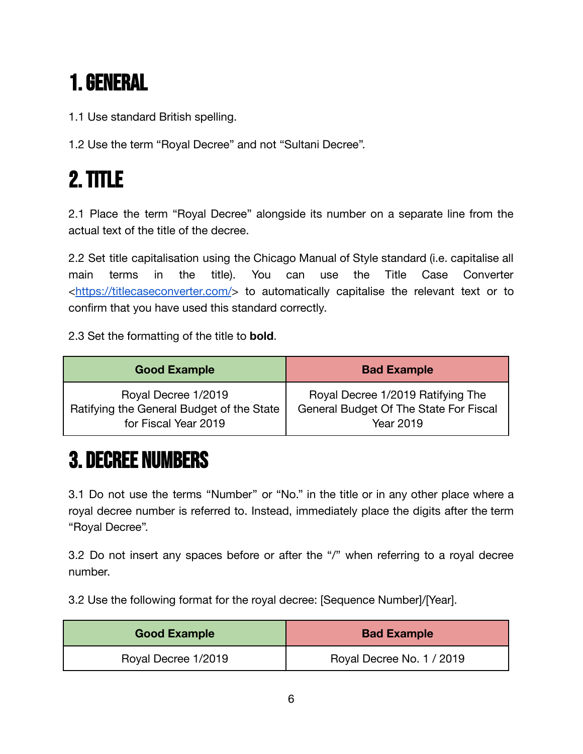# 1. GENERAL

1.1 Use standard British spelling.

1.2 Use the term “Royal Decree” and not “Sultani Decree”.

# 2. TITLE

2.1 Place the term “Royal Decree” alongside its number on a separate line from the actual text of the title of the decree.

2.2 Set title capitalisation using the Chicago Manual of Style standard (i.e. capitalise all main terms in the title). You can use the Title Case Converter <https://titlecaseconverter.com/> to automatically capitalise the relevant text or to confirm that you have used this standard correctly.

2.3 Set the formatting of the title to **bold**.

| Good Example | Bad Example |
| --- | --- |
| Royal Decree 1/2019<br>Ratifying the General Budget of the State for Fiscal Year 2019 | Royal Decree 1/2019 Ratifying The General Budget Of The State For Fiscal Year 2019 |

# 3. DECREE NUMBERS

3.1 Do not use the terms “Number” or “No.” in the title or in any other place where a royal decree number is referred to. Instead, immediately place the digits after the term “Royal Decree”.

3.2 Do not insert any spaces before or after the “/” when referring to a royal decree number.

3.2 Use the following format for the royal decree: [Sequence Number]/[Year].

| Good Example | Bad Example |
| --- | --- |
| Royal Decree 1/2019 | Royal Decree No. 1 / 2019 |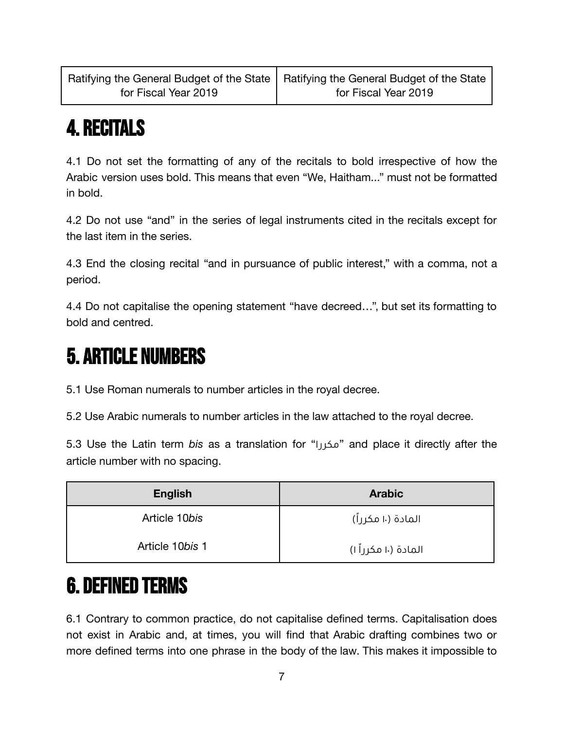| Ratifying the General Budget of the State for Fiscal Year 2019 | Ratifying the General Budget of the State for Fiscal Year 2019 |
|---|---|

# 4. RECITALS

4.1 Do not set the formatting of any of the recitals to bold irrespective of how the Arabic version uses bold. This means that even "We, Haitham..." must not be formatted in bold.

4.2 Do not use "and" in the series of legal instruments cited in the recitals except for the last item in the series.

4.3 End the closing recital "and in pursuance of public interest," with a comma, not a period.

4.4 Do not capitalise the opening statement "have decreed…", but set its formatting to bold and centred.

# 5. ARTICLE NUMBERS

5.1 Use Roman numerals to number articles in the royal decree.

5.2 Use Arabic numerals to number articles in the law attached to the royal decree.

5.3 Use the Latin term *bis* as a translation for "مكررا" and place it directly after the article number with no spacing.

| English | Arabic |
|---|---|
| Article 10*bis* | المادة (١٠ مكرراً) |
| Article 10*bis* 1 | المادة (١٠ مكرراً ١) |

# 6. DEFINED TERMS

6.1 Contrary to common practice, do not capitalise defined terms. Capitalisation does not exist in Arabic and, at times, you will find that Arabic drafting combines two or more defined terms into one phrase in the body of the law. This makes it impossible to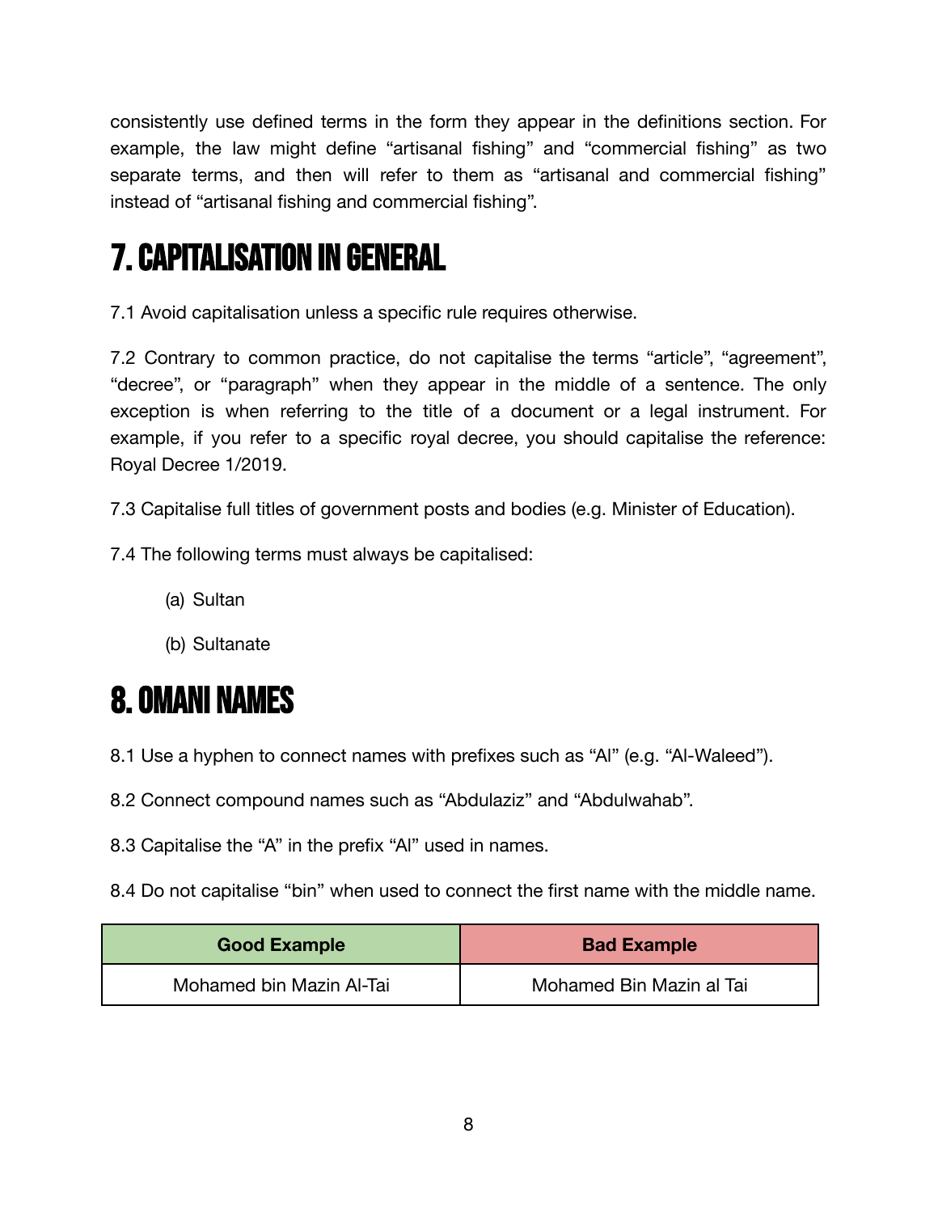consistently use defined terms in the form they appear in the definitions section. For example, the law might define “artisanal fishing” and “commercial fishing” as two separate terms, and then will refer to them as “artisanal and commercial fishing” instead of “artisanal fishing and commercial fishing”.

# 7. CAPITALISATION IN GENERAL

7.1 Avoid capitalisation unless a specific rule requires otherwise.

7.2 Contrary to common practice, do not capitalise the terms “article”, “agreement”, “decree”, or “paragraph” when they appear in the middle of a sentence. The only exception is when referring to the title of a document or a legal instrument. For example, if you refer to a specific royal decree, you should capitalise the reference: Royal Decree 1/2019.

7.3 Capitalise full titles of government posts and bodies (e.g. Minister of Education).

7.4 The following terms must always be capitalised:

(a) Sultan

(b) Sultanate

# 8. OMANI NAMES

8.1 Use a hyphen to connect names with prefixes such as “Al” (e.g. “Al-Waleed”).

8.2 Connect compound names such as “Abdulaziz” and “Abdulwahab”.

8.3 Capitalise the “A” in the prefix “Al” used in names.

8.4 Do not capitalise “bin” when used to connect the first name with the middle name.

| Good Example | Bad Example |
| --- | --- |
| Mohamed bin Mazin Al-Tai | Mohamed Bin Mazin al Tai |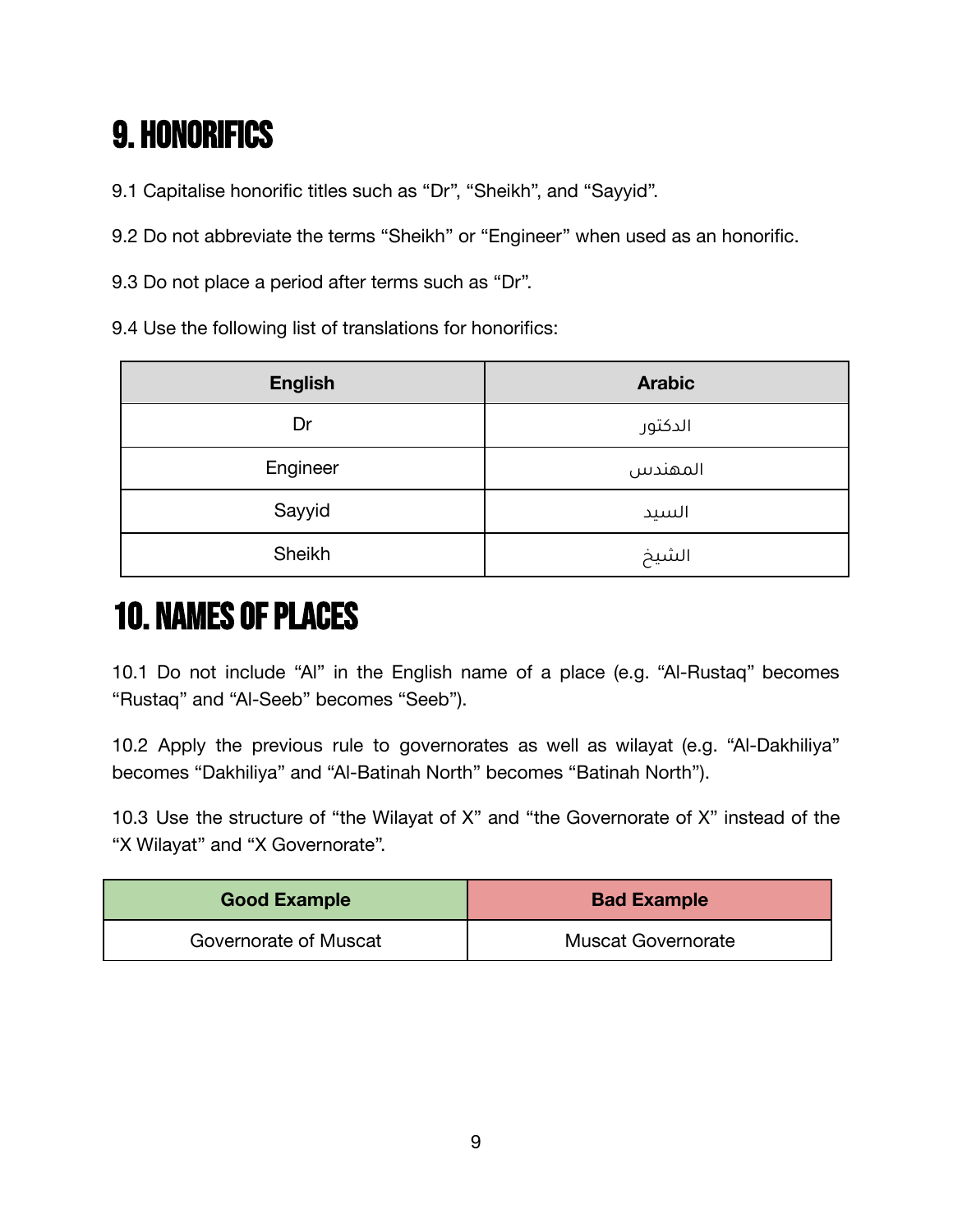# 9. HONORIFICS

9.1 Capitalise honorific titles such as “Dr”, “Sheikh”, and “Sayyid”.

9.2 Do not abbreviate the terms “Sheikh” or “Engineer” when used as an honorific.

9.3 Do not place a period after terms such as “Dr”.

9.4 Use the following list of translations for honorifics:

| English | Arabic |
| --- | --- |
| Dr | الدكتور |
| Engineer | المهندس |
| Sayyid | السيد |
| Sheikh | الشيخ |

# 10. NAMES OF PLACES

10.1 Do not include “Al” in the English name of a place (e.g. “Al-Rustaq” becomes “Rustaq” and “Al-Seeb” becomes “Seeb”).

10.2 Apply the previous rule to governorates as well as wilayat (e.g. “Al-Dakhiliya” becomes “Dakhiliya” and “Al-Batinah North” becomes “Batinah North”).

10.3 Use the structure of “the Wilayat of X” and “the Governorate of X” instead of the “X Wilayat” and “X Governorate”.

| Good Example | Bad Example |
| --- | --- |
| Governorate of Muscat | Muscat Governorate |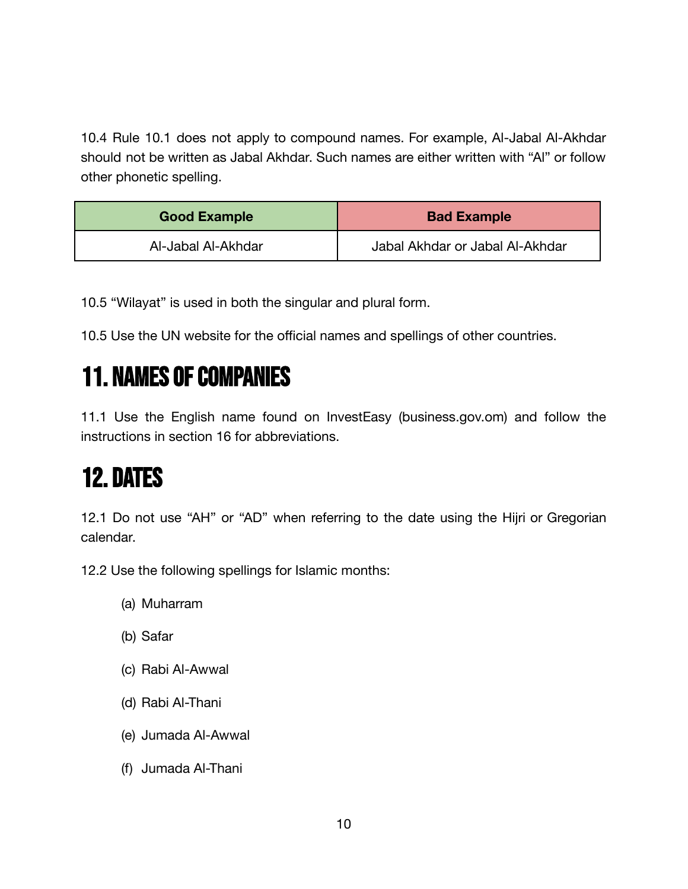10.4 Rule 10.1 does not apply to compound names. For example, Al-Jabal Al-Akhdar should not be written as Jabal Akhdar. Such names are either written with "Al" or follow other phonetic spelling.

| Good Example | Bad Example |
|---|---|
| Al-Jabal Al-Akhdar | Jabal Akhdar or Jabal Al-Akhdar |

10.5 "Wilayat" is used in both the singular and plural form.

10.5 Use the UN website for the official names and spellings of other countries.

# 11. NAMES OF COMPANIES

11.1 Use the English name found on InvestEasy (business.gov.om) and follow the instructions in section 16 for abbreviations.

# 12. DATES

12.1 Do not use "AH" or "AD" when referring to the date using the Hijri or Gregorian calendar.

12.2 Use the following spellings for Islamic months:

(a) Muharram

(b) Safar

(c) Rabi Al-Awwal

(d) Rabi Al-Thani

(e) Jumada Al-Awwal

(f) Jumada Al-Thani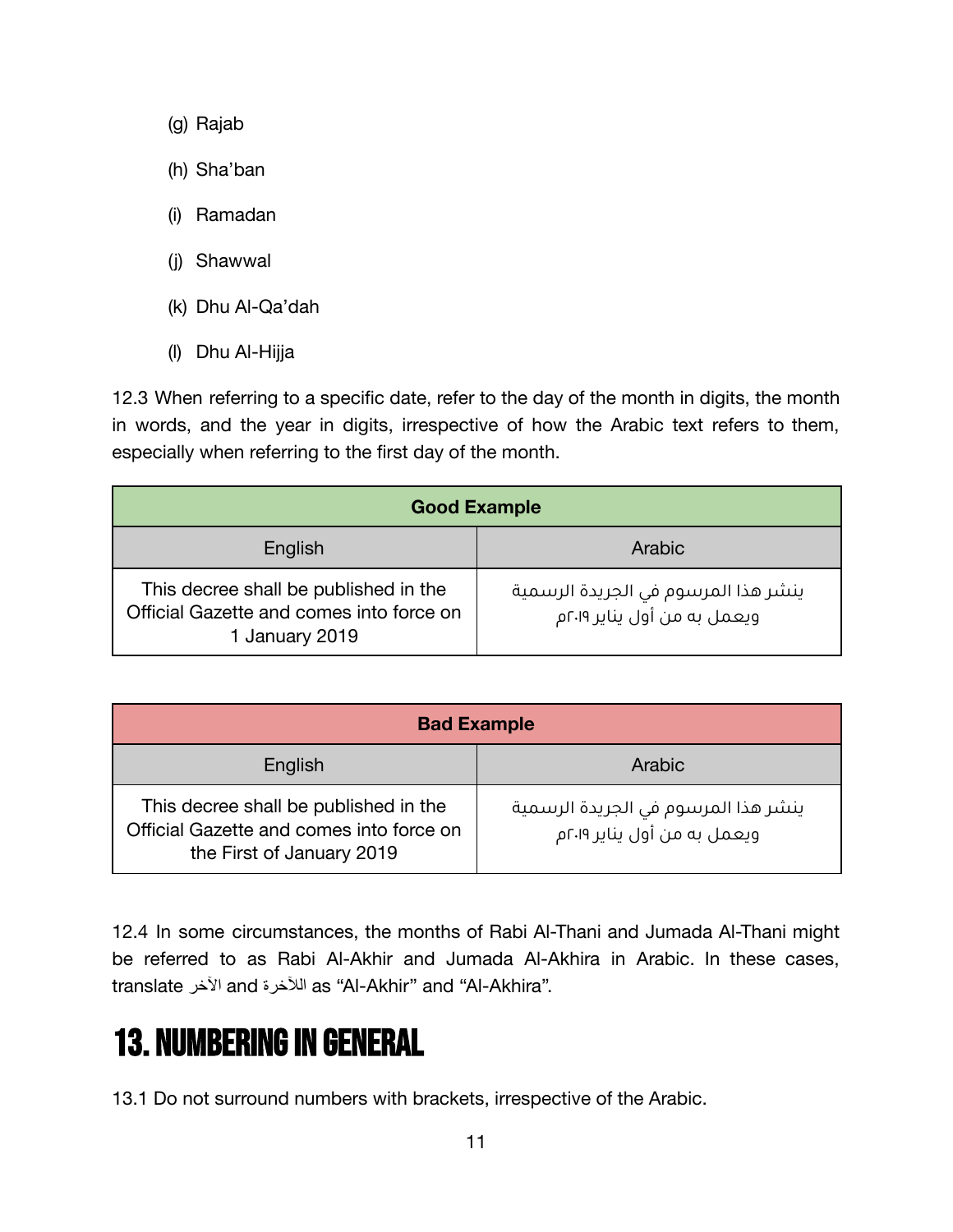(g) Rajab

(h) Sha'ban

(i) Ramadan

(j) Shawwal

(k) Dhu Al-Qa'dah

(l) Dhu Al-Hijja

12.3 When referring to a specific date, refer to the day of the month in digits, the month in words, and the year in digits, irrespective of how the Arabic text refers to them, especially when referring to the first day of the month.

| **Good Example** | |
|---|---|
| English | Arabic |
| This decree shall be published in the Official Gazette and comes into force on 1 January 2019 | ينشر هذا المرسوم في الجريدة الرسمية ويعمل به من أول يناير ٢٠١٩م |

| **Bad Example** | |
|---|---|
| English | Arabic |
| This decree shall be published in the Official Gazette and comes into force on the First of January 2019 | ينشر هذا المرسوم في الجريدة الرسمية ويعمل به من أول يناير ٢٠١٩م |

12.4 In some circumstances, the months of Rabi Al-Thani and Jumada Al-Thani might be referred to as Rabi Al-Akhir and Jumada Al-Akhira in Arabic. In these cases, translate الآخر and اللآخرة as "Al-Akhir" and "Al-Akhira".

# 13. NUMBERING IN GENERAL

13.1 Do not surround numbers with brackets, irrespective of the Arabic.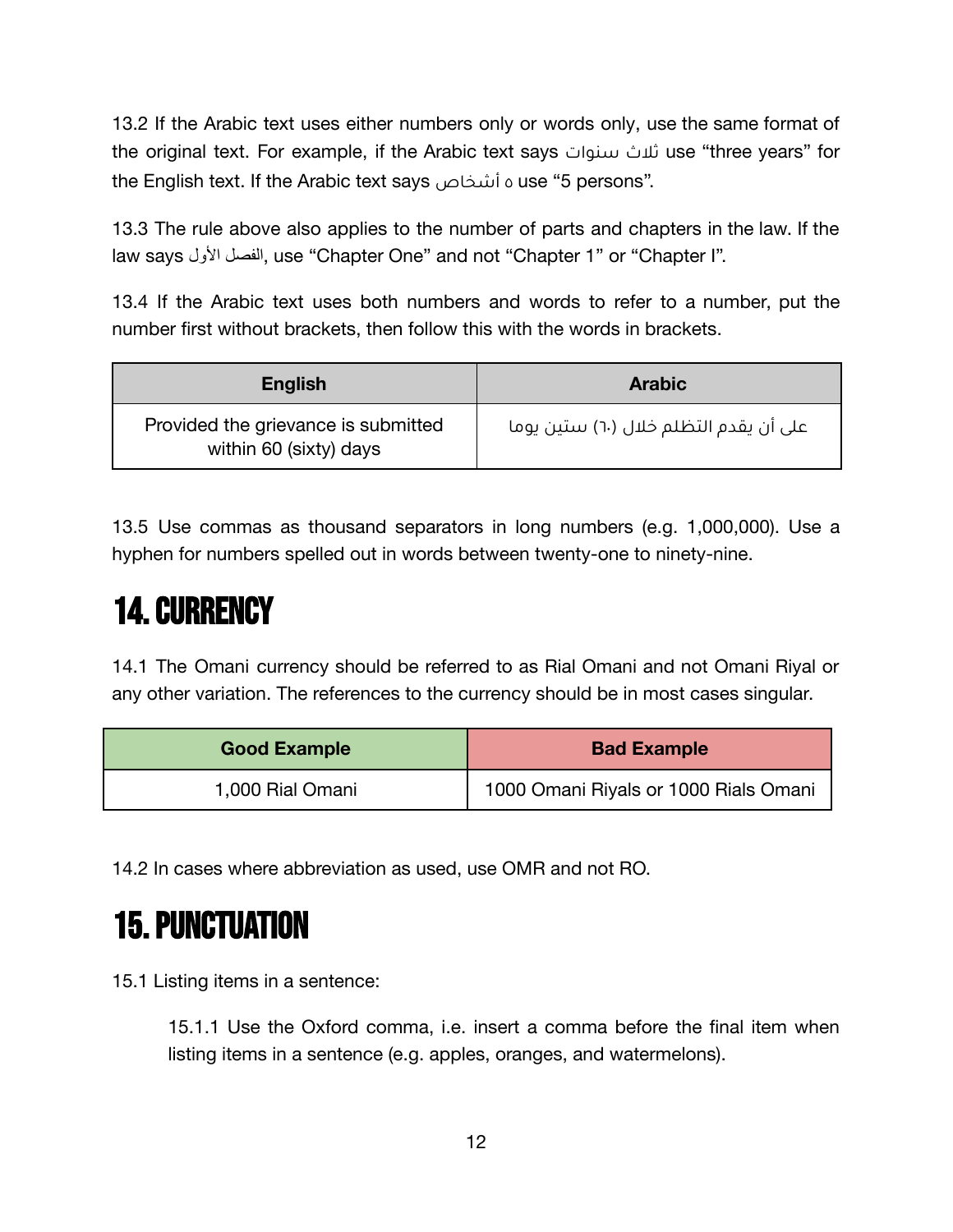13.2 If the Arabic text uses either numbers only or words only, use the same format of the original text. For example, if the Arabic text says ثلاث سنوات use "three years" for the English text. If the Arabic text says ٥ أشخاص use "5 persons".

13.3 The rule above also applies to the number of parts and chapters in the law. If the law says الفصل الأول, use "Chapter One" and not "Chapter 1" or "Chapter I".

13.4 If the Arabic text uses both numbers and words to refer to a number, put the number first without brackets, then follow this with the words in brackets.

| English | Arabic |
| --- | --- |
| Provided the grievance is submitted within 60 (sixty) days | على أن يقدم التظلم خلال (٦٠) ستين يوما |

13.5 Use commas as thousand separators in long numbers (e.g. 1,000,000). Use a hyphen for numbers spelled out in words between twenty-one to ninety-nine.

# 14. CURRENCY

14.1 The Omani currency should be referred to as Rial Omani and not Omani Riyal or any other variation. The references to the currency should be in most cases singular.

| Good Example | Bad Example |
| --- | --- |
| 1,000 Rial Omani | 1000 Omani Riyals or 1000 Rials Omani |

14.2 In cases where abbreviation as used, use OMR and not RO.

# 15. PUNCTUATION

15.1 Listing items in a sentence:

> 15.1.1 Use the Oxford comma, i.e. insert a comma before the final item when listing items in a sentence (e.g. apples, oranges, and watermelons).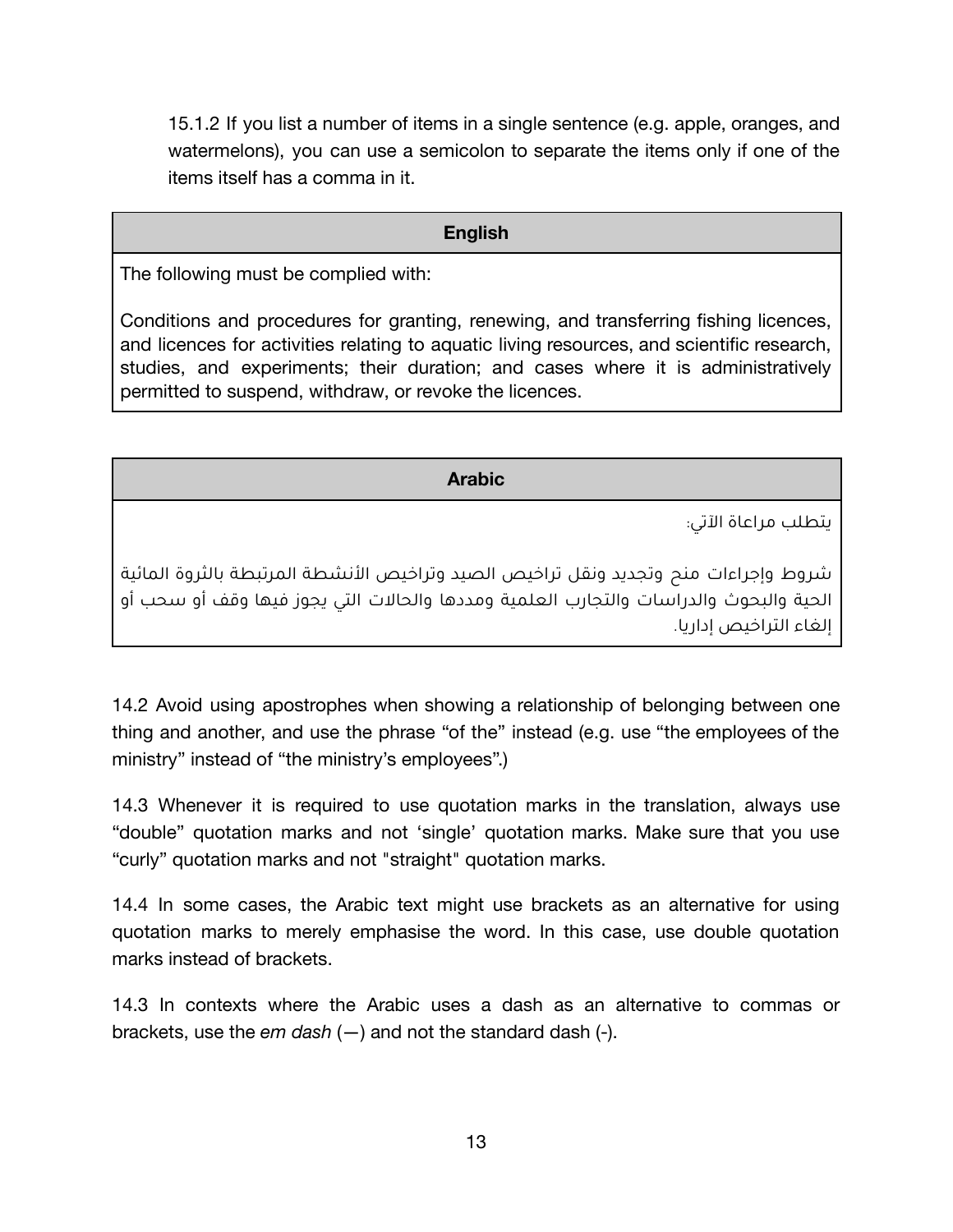15.1.2 If you list a number of items in a single sentence (e.g. apple, oranges, and watermelons), you can use a semicolon to separate the items only if one of the items itself has a comma in it.

| **English** |
| --- |
| The following must be complied with:<br><br>Conditions and procedures for granting, renewing, and transferring fishing licences, and licences for activities relating to aquatic living resources, and scientific research, studies, and experiments; their duration; and cases where it is administratively permitted to suspend, withdraw, or revoke the licences. |

| **Arabic** |
| --- |
| يتطلب مراعاة الآتي:<br><br>شروط وإجراءات منح وتجديد ونقل تراخيص الصيد وتراخيص الأنشطة المرتبطة بالثروة المائية الحية والبحوث والدراسات والتجارب العلمية ومددها والحالات التي يجوز فيها وقف أو سحب أو إلغاء التراخيص إداريا. |

14.2 Avoid using apostrophes when showing a relationship of belonging between one thing and another, and use the phrase “of the” instead (e.g. use “the employees of the ministry” instead of “the ministry’s employees”.)

14.3 Whenever it is required to use quotation marks in the translation, always use “double” quotation marks and not ‘single’ quotation marks. Make sure that you use “curly” quotation marks and not "straight" quotation marks.

14.4 In some cases, the Arabic text might use brackets as an alternative for using quotation marks to merely emphasise the word. In this case, use double quotation marks instead of brackets.

14.3 In contexts where the Arabic uses a dash as an alternative to commas or brackets, use the *em dash* (—) and not the standard dash (-).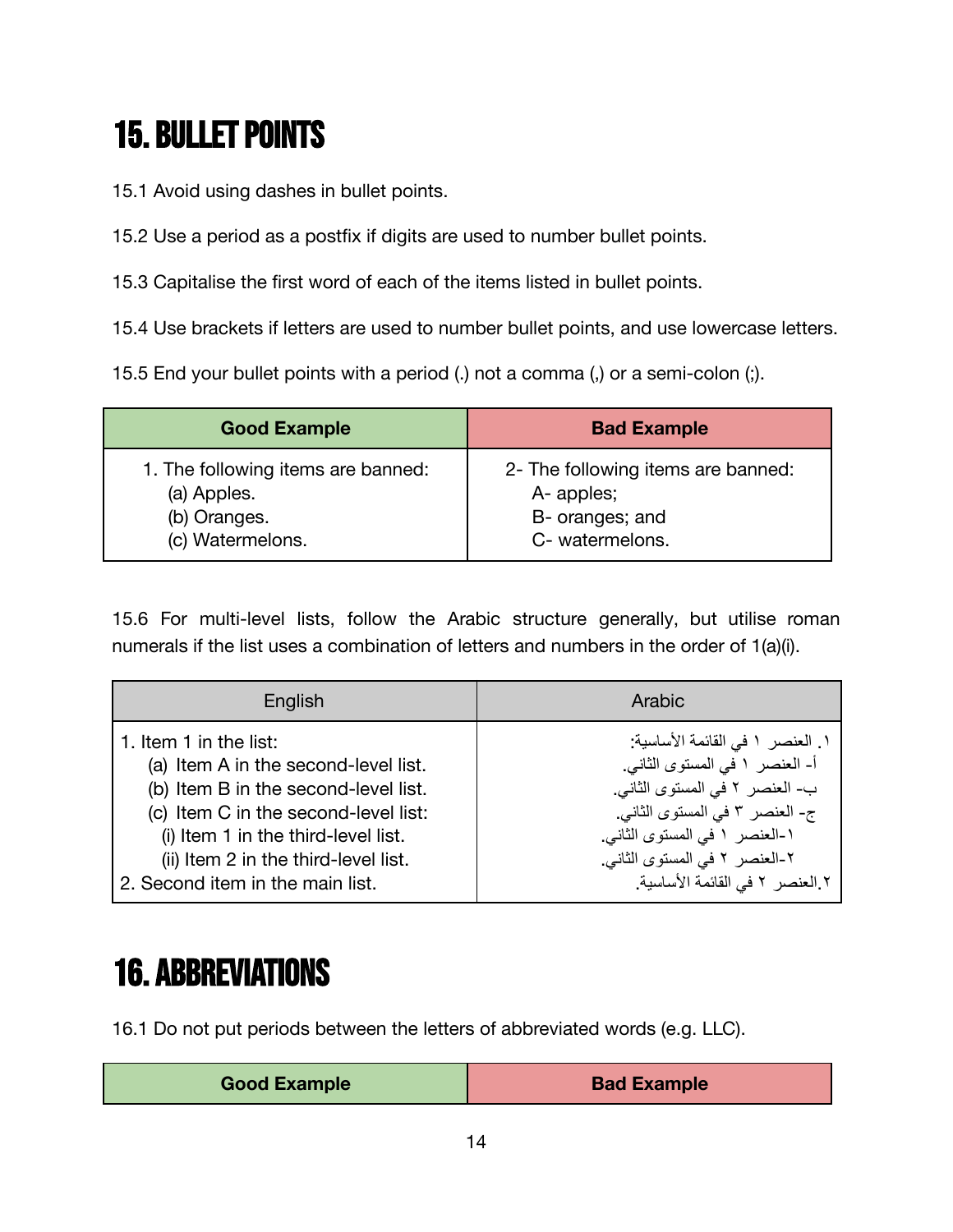# 15. BULLET POINTS

15.1 Avoid using dashes in bullet points.

15.2 Use a period as a postfix if digits are used to number bullet points.

15.3 Capitalise the first word of each of the items listed in bullet points.

15.4 Use brackets if letters are used to number bullet points, and use lowercase letters.

15.5 End your bullet points with a period (.) not a comma (,) or a semi-colon (;).

| Good Example | Bad Example |
|---|---|
| 1. The following items are banned:<br>(a) Apples.<br>(b) Oranges.<br>(c) Watermelons. | 2- The following items are banned:<br>A- apples;<br>B- oranges; and<br>C- watermelons. |

15.6 For multi-level lists, follow the Arabic structure generally, but utilise roman numerals if the list uses a combination of letters and numbers in the order of 1(a)(i).

| English | Arabic |
|---|---|
| 1. Item 1 in the list:<br>(a) Item A in the second-level list.<br>(b) Item B in the second-level list.<br>(c) Item C in the second-level list:<br>(i) Item 1 in the third-level list.<br>(ii) Item 2 in the third-level list.<br>2. Second item in the main list. | ١. العنصر ١ في القائمة الأساسية:<br>أ- العنصر ١ في المستوى الثاني.<br>ب- العنصر ٢ في المستوى الثاني.<br>ج- العنصر ٣ في المستوى الثاني.<br>١-العنصر ١ في المستوى الثاني.<br>٢-العنصر ٢ في المستوى الثاني.<br>٢.العنصر ٢ في القائمة الأساسية. |

# 16. ABBREVIATIONS

16.1 Do not put periods between the letters of abbreviated words (e.g. LLC).

| Good Example | Bad Example |
|---|---|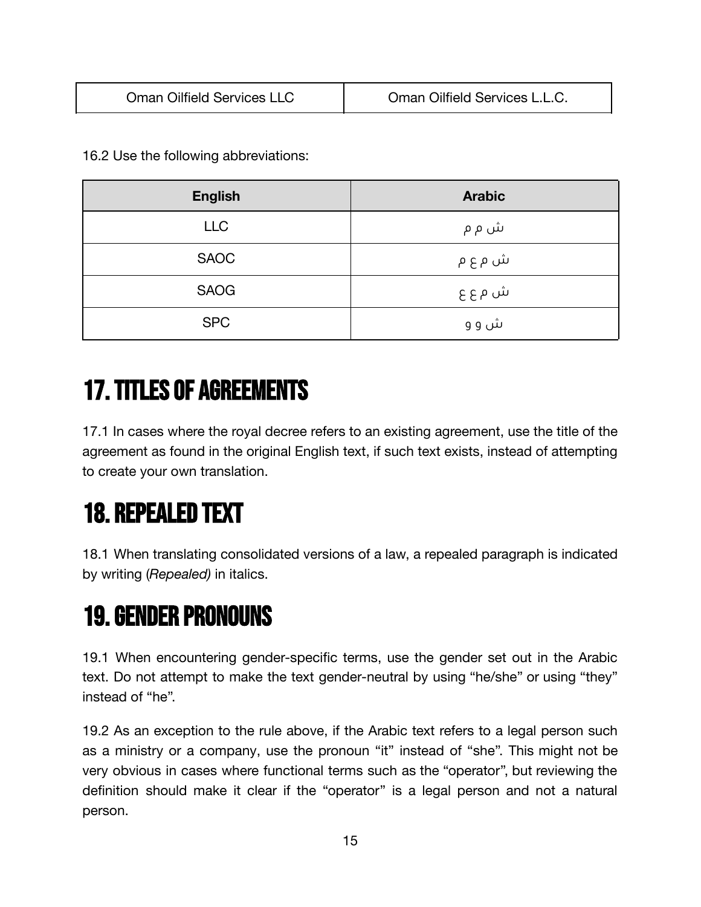| Oman Oilfield Services LLC | Oman Oilfield Services L.L.C. |
|---|---|

16.2 Use the following abbreviations:

| English | Arabic |
|---|---|
| LLC | ش م م |
| SAOC | ش م ع م |
| SAOG | ش م ع ع |
| SPC | ش و و |

# 17. TITLES OF AGREEMENTS

17.1 In cases where the royal decree refers to an existing agreement, use the title of the agreement as found in the original English text, if such text exists, instead of attempting to create your own translation.

# 18. REPEALED TEXT

18.1 When translating consolidated versions of a law, a repealed paragraph is indicated by writing (*Repealed)* in italics.

# 19. GENDER PRONOUNS

19.1 When encountering gender-specific terms, use the gender set out in the Arabic text. Do not attempt to make the text gender-neutral by using "he/she" or using "they" instead of "he".

19.2 As an exception to the rule above, if the Arabic text refers to a legal person such as a ministry or a company, use the pronoun "it" instead of "she". This might not be very obvious in cases where functional terms such as the "operator", but reviewing the definition should make it clear if the "operator" is a legal person and not a natural person.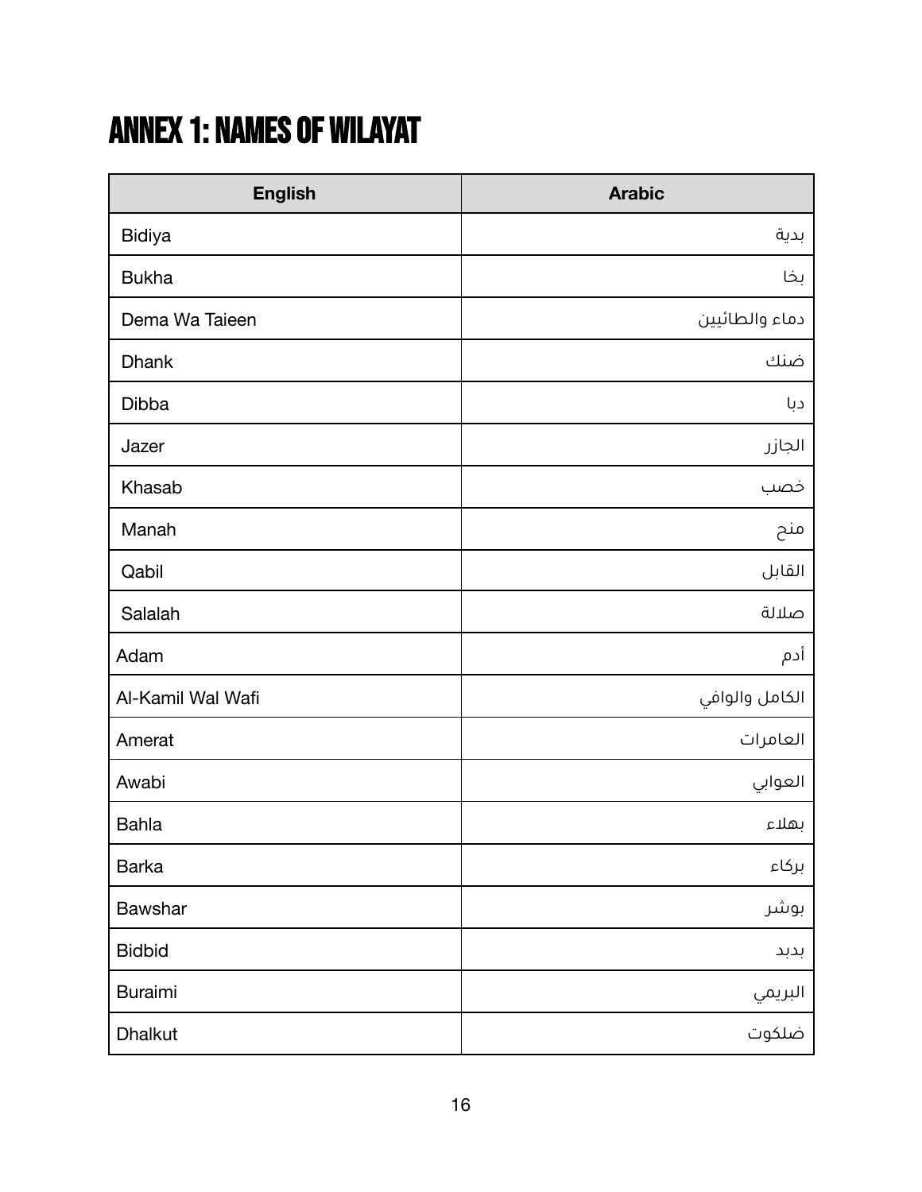# ANNEX 1: NAMES OF WILAYAT

| English | Arabic |
| --- | --- |
| Bidiya | بدية |
| Bukha | بخا |
| Dema Wa Taieen | دماء والطائيين |
| Dhank | ضنك |
| Dibba | دبا |
| Jazer | الجازر |
| Khasab | خصب |
| Manah | منح |
| Qabil | القابل |
| Salalah | صلالة |
| Adam | أدم |
| Al-Kamil Wal Wafi | الكامل والوافي |
| Amerat | العامرات |
| Awabi | العوابي |
| Bahla | بهلاء |
| Barka | بركاء |
| Bawshar | بوشر |
| Bidbid | بدبد |
| Buraimi | البريمي |
| Dhalkut | ضلكوت |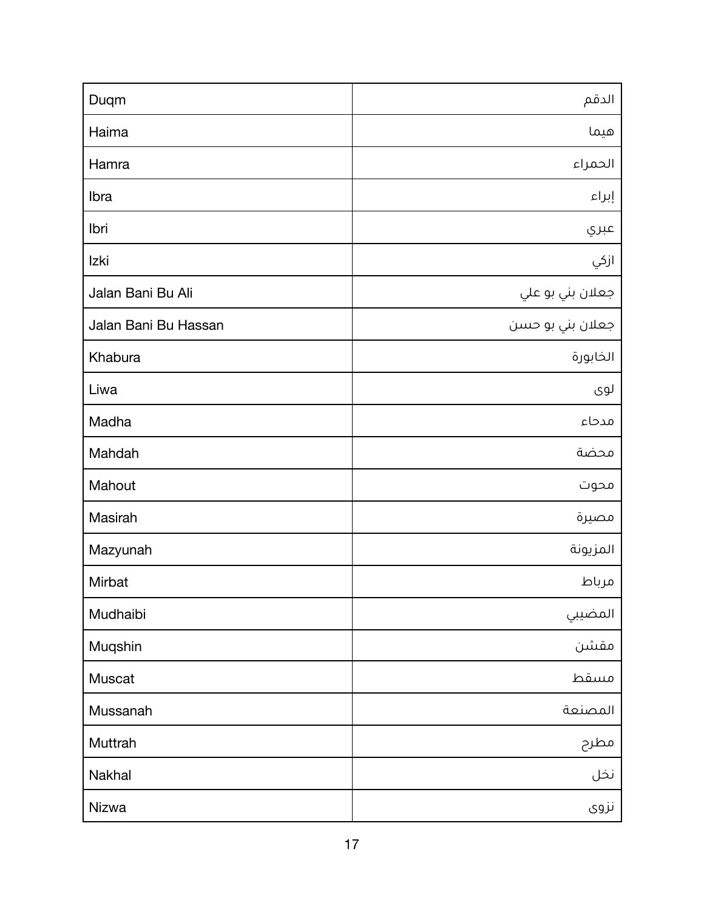| | |
|---|---|
| Duqm | الدقم |
| Haima | هيما |
| Hamra | الحمراء |
| Ibra | إبراء |
| Ibri | عبري |
| Izki | ازكي |
| Jalan Bani Bu Ali | جعلان بني بو علي |
| Jalan Bani Bu Hassan | جعلان بني بو حسن |
| Khabura | الخابورة |
| Liwa | لوى |
| Madha | مدحاء |
| Mahdah | محضة |
| Mahout | محوت |
| Masirah | مصيرة |
| Mazyunah | المزيونة |
| Mirbat | مرباط |
| Mudhaibi | المضيبي |
| Muqshin | مقشن |
| Muscat | مسقط |
| Mussanah | المصنعة |
| Muttrah | مطرح |
| Nakhal | نخل |
| Nizwa | نزوى |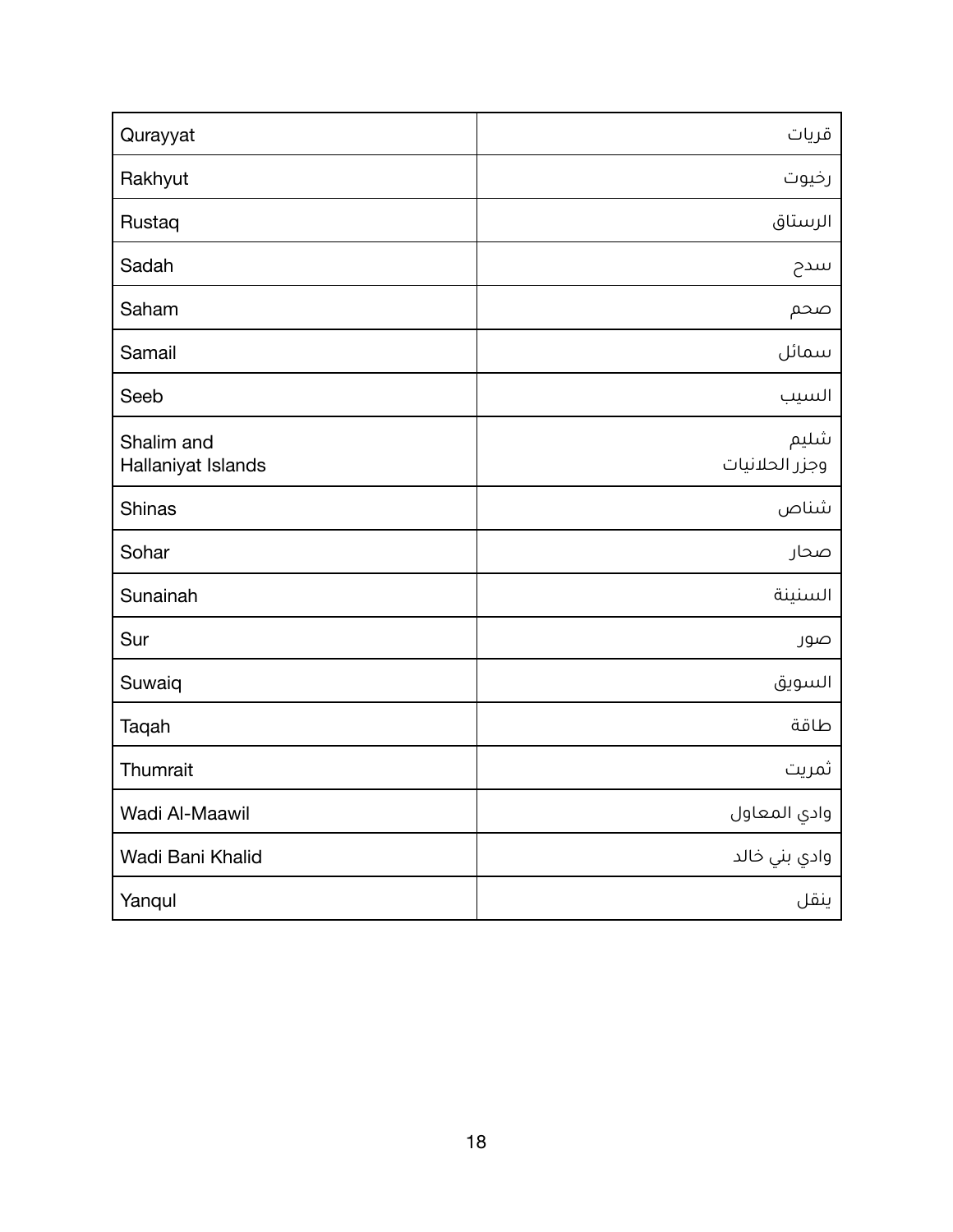| Qurayyat | قريات |
|---|---|
| Rakhyut | رخيوت |
| Rustaq | الرستاق |
| Sadah | سدح |
| Saham | صحم |
| Samail | سمائل |
| Seeb | السيب |
| Shalim and Hallaniyat Islands | شليم وجزر الحلانيات |
| Shinas | شناص |
| Sohar | صحار |
| Sunainah | السنينة |
| Sur | صور |
| Suwaiq | السويق |
| Taqah | طاقة |
| Thumrait | ثمريت |
| Wadi Al-Maawil | وادي المعاول |
| Wadi Bani Khalid | وادي بني خالد |
| Yanqul | ينقل |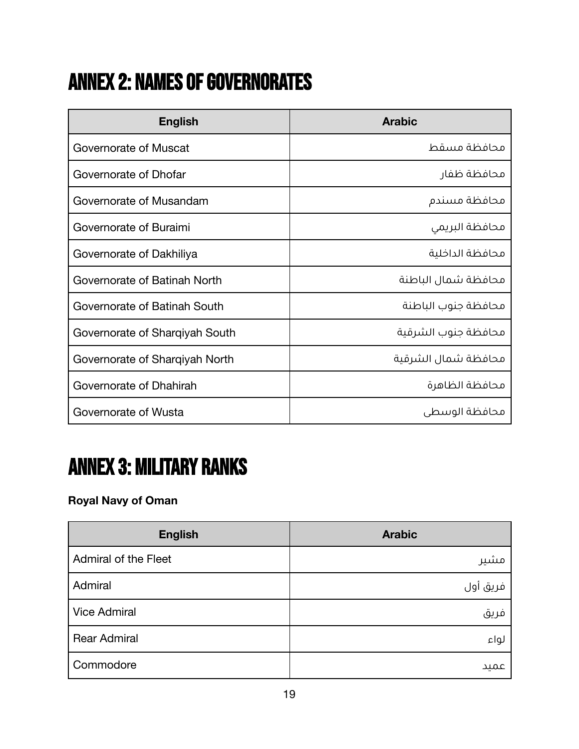# ANNEX 2: NAMES OF GOVERNORATES

| English | Arabic |
| --- | --- |
| Governorate of Muscat | محافظة مسقط |
| Governorate of Dhofar | محافظة ظفار |
| Governorate of Musandam | محافظة مسندم |
| Governorate of Buraimi | محافظة البريمي |
| Governorate of Dakhiliya | محافظة الداخلية |
| Governorate of Batinah North | محافظة شمال الباطنة |
| Governorate of Batinah South | محافظة جنوب الباطنة |
| Governorate of Sharqiyah South | محافظة جنوب الشرقية |
| Governorate of Sharqiyah North | محافظة شمال الشرقية |
| Governorate of Dhahirah | محافظة الظاهرة |
| Governorate of Wusta | محافظة الوسطى |

# ANNEX 3: MILITARY RANKS

**Royal Navy of Oman**

| English | Arabic |
| --- | --- |
| Admiral of the Fleet | مشير |
| Admiral | فريق أول |
| Vice Admiral | فريق |
| Rear Admiral | لواء |
| Commodore | عميد |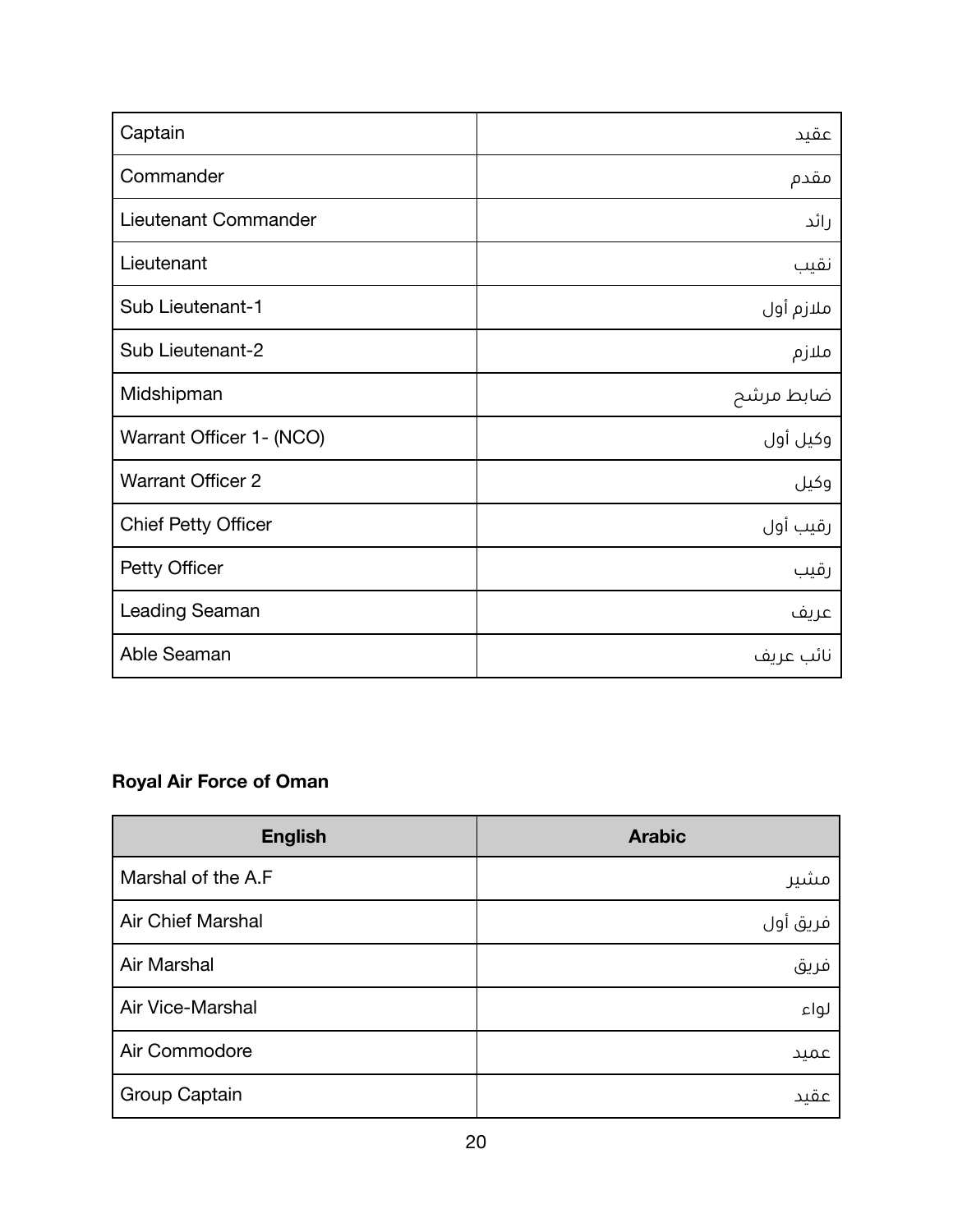| | |
|---|---|
| Captain | عقيد |
| Commander | مقدم |
| Lieutenant Commander | رائد |
| Lieutenant | نقيب |
| Sub Lieutenant-1 | ملازم أول |
| Sub Lieutenant-2 | ملازم |
| Midshipman | ضابط مرشح |
| Warrant Officer 1- (NCO) | وكيل أول |
| Warrant Officer 2 | وكيل |
| Chief Petty Officer | رقيب أول |
| Petty Officer | رقيب |
| Leading Seaman | عريف |
| Able Seaman | نائب عريف |

**Royal Air Force of Oman**

| English | Arabic |
|---|---|
| Marshal of the A.F | مشير |
| Air Chief Marshal | فريق أول |
| Air Marshal | فريق |
| Air Vice-Marshal | لواء |
| Air Commodore | عميد |
| Group Captain | عقيد |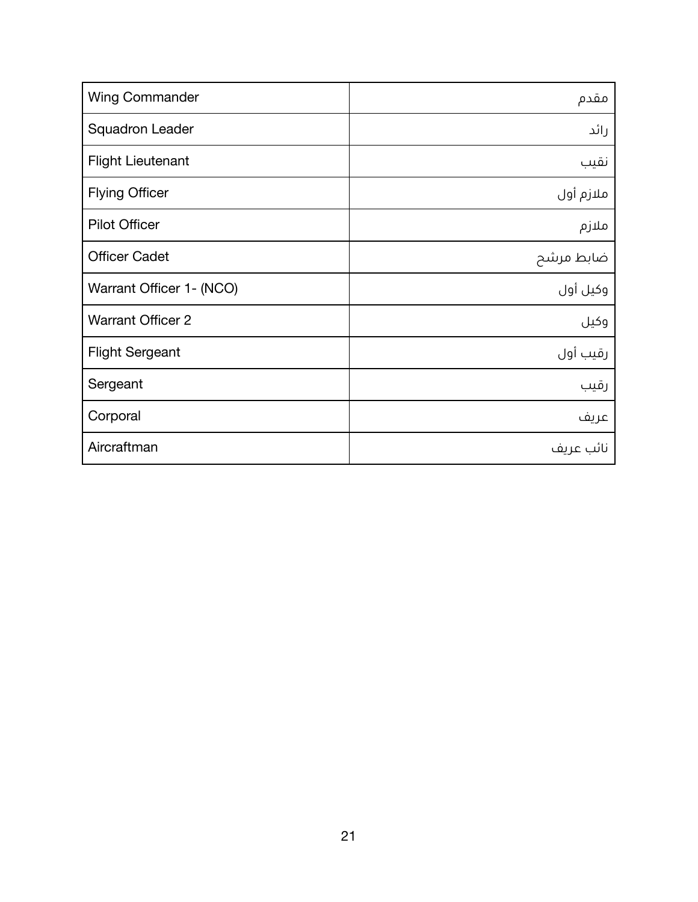| Wing Commander | مقدم |
|---|---|
| Squadron Leader | رائد |
| Flight Lieutenant | نقيب |
| Flying Officer | ملازم أول |
| Pilot Officer | ملازم |
| Officer Cadet | ضابط مرشح |
| Warrant Officer 1- (NCO) | وكيل أول |
| Warrant Officer 2 | وكيل |
| Flight Sergeant | رقيب أول |
| Sergeant | رقيب |
| Corporal | عريف |
| Aircraftman | نائب عريف |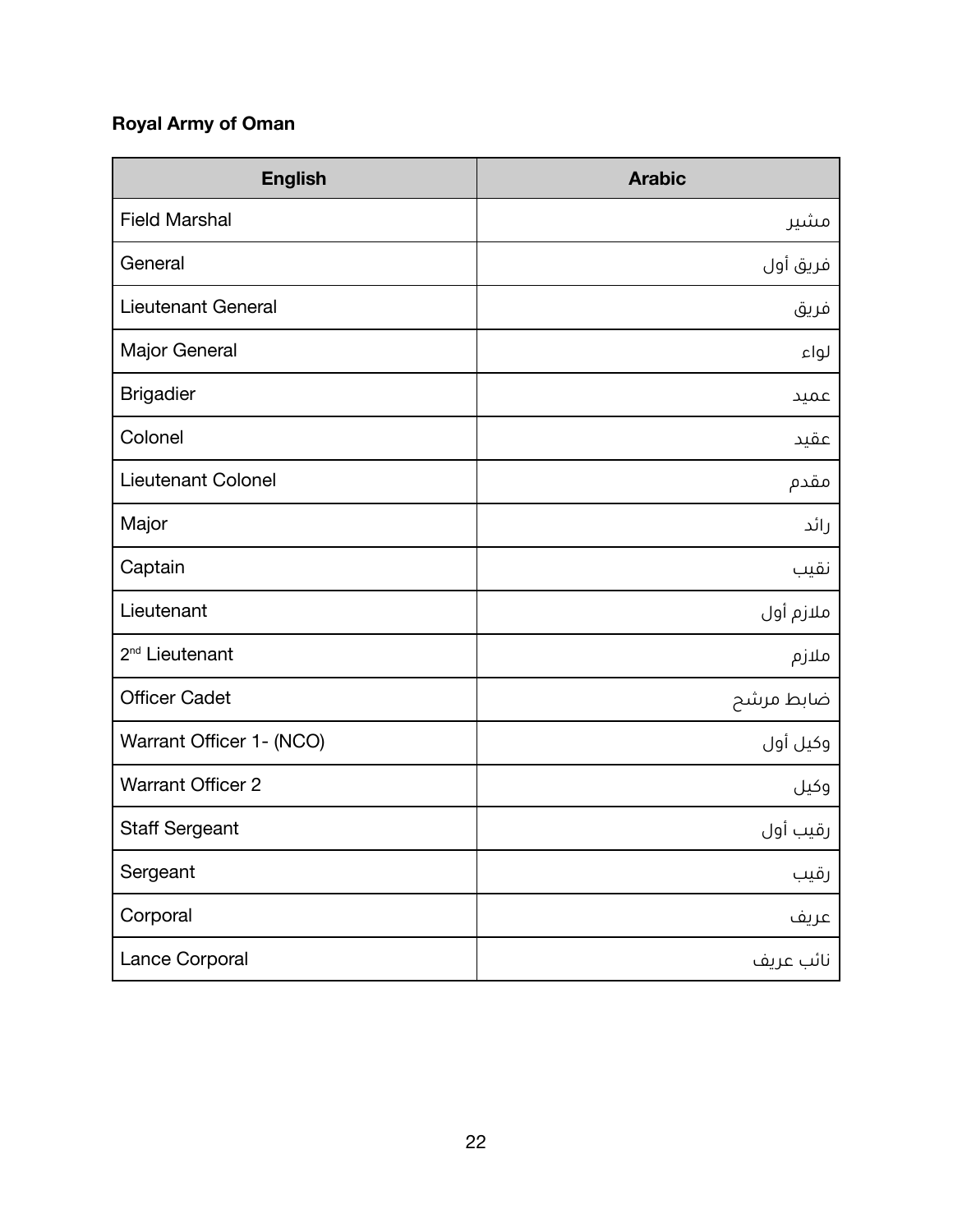**Royal Army of Oman**

| English | Arabic |
|---|---|
| Field Marshal | مشير |
| General | فريق أول |
| Lieutenant General | فريق |
| Major General | لواء |
| Brigadier | عميد |
| Colonel | عقيد |
| Lieutenant Colonel | مقدم |
| Major | رائد |
| Captain | نقيب |
| Lieutenant | ملازم أول |
| 2nd Lieutenant | ملازم |
| Officer Cadet | ضابط مرشح |
| Warrant Officer 1- (NCO) | وكيل أول |
| Warrant Officer 2 | وكيل |
| Staff Sergeant | رقيب أول |
| Sergeant | رقيب |
| Corporal | عريف |
| Lance Corporal | نائب عريف |